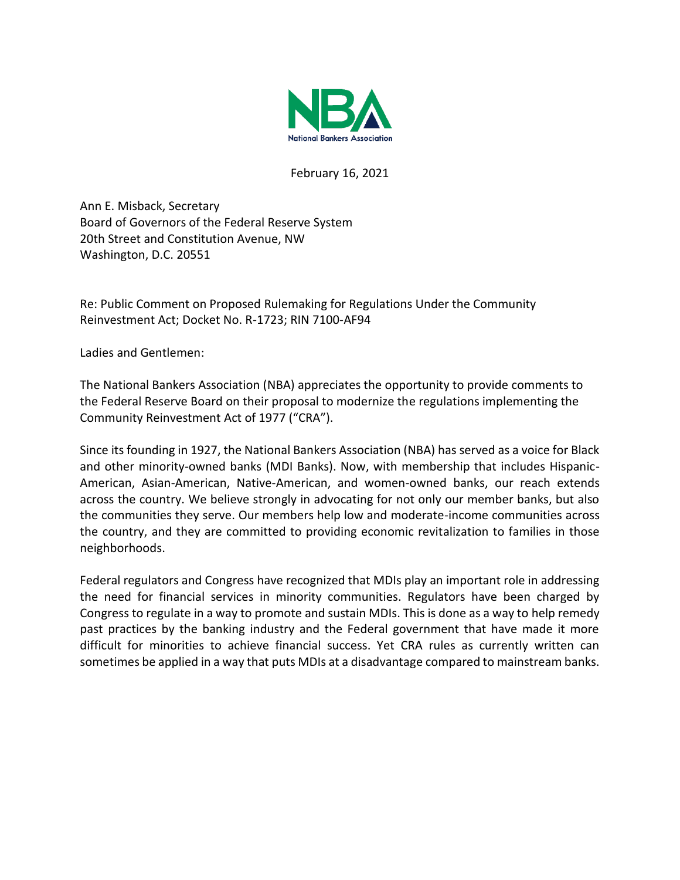National Bankers Association

February 16, 2021

Ann E. Misback, Secretary
Board of Governors of the Federal Reserve System
20th Street and Constitution Avenue, NW
Washington, D.C. 20551

Re: Public Comment on Proposed Rulemaking for Regulations Under the Community Reinvestment Act; Docket No. R-1723; RIN 7100-AF94

Ladies and Gentlemen:

The National Bankers Association (NBA) appreciates the opportunity to provide comments to the Federal Reserve Board on their proposal to modernize the regulations implementing the Community Reinvestment Act of 1977 ("CRA").

Since its founding in 1927, the National Bankers Association (NBA) has served as a voice for Black and other minority-owned banks (MDI Banks). Now, with membership that includes Hispanic-American, Asian-American, Native-American, and women-owned banks, our reach extends across the country. We believe strongly in advocating for not only our member banks, but also the communities they serve. Our members help low and moderate-income communities across the country, and they are committed to providing economic revitalization to families in those neighborhoods.

Federal regulators and Congress have recognized that MDIs play an important role in addressing the need for financial services in minority communities. Regulators have been charged by Congress to regulate in a way to promote and sustain MDIs. This is done as a way to help remedy past practices by the banking industry and the Federal government that have made it more difficult for minorities to achieve financial success. Yet CRA rules as currently written can sometimes be applied in a way that puts MDIs at a disadvantage compared to mainstream banks.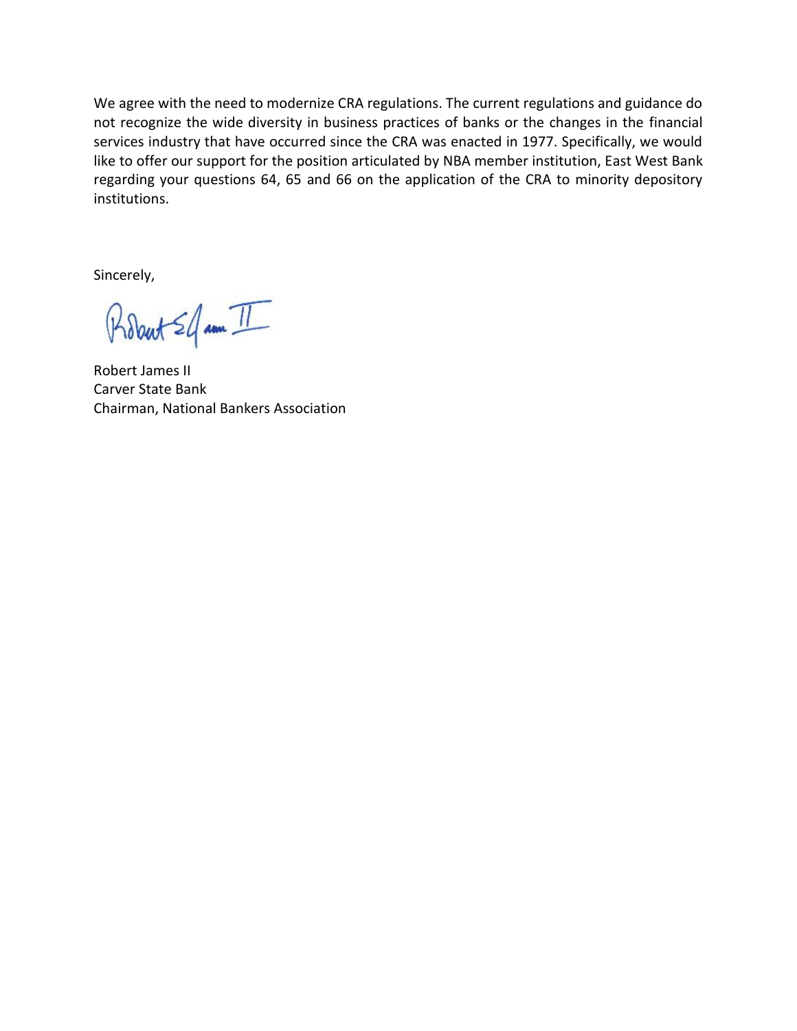We agree with the need to modernize CRA regulations. The current regulations and guidance do not recognize the wide diversity in business practices of banks or the changes in the financial services industry that have occurred since the CRA was enacted in 1977. Specifically, we would like to offer our support for the position articulated by NBA member institution, East West Bank regarding your questions 64, 65 and 66 on the application of the CRA to minority depository institutions.

Sincerely,

Robert James II
Carver State Bank
Chairman, National Bankers Association